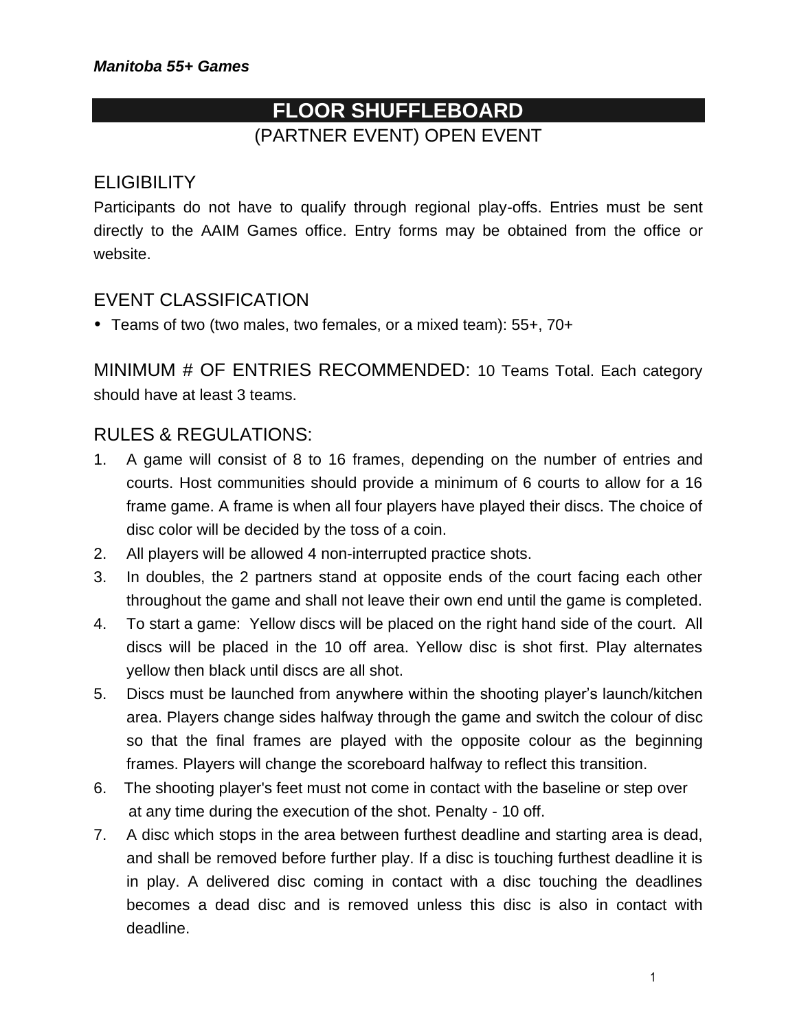*Manitoba 55+ Games*

# FLOOR SHUFFLEBOARD

(PARTNER EVENT) OPEN EVENT

## ELIGIBILITY

Participants do not have to qualify through regional play-offs. Entries must be sent directly to the AAIM Games office. Entry forms may be obtained from the office or website.

## EVENT CLASSIFICATION

- Teams of two (two males, two females, or a mixed team): 55+, 70+

## MINIMUM # OF ENTRIES RECOMMENDED: 10 Teams Total. Each category should have at least 3 teams.

## RULES & REGULATIONS:

1. A game will consist of 8 to 16 frames, depending on the number of entries and courts. Host communities should provide a minimum of 6 courts to allow for a 16 frame game. A frame is when all four players have played their discs. The choice of disc color will be decided by the toss of a coin.
2. All players will be allowed 4 non-interrupted practice shots.
3. In doubles, the 2 partners stand at opposite ends of the court facing each other throughout the game and shall not leave their own end until the game is completed.
4. To start a game: Yellow discs will be placed on the right hand side of the court. All discs will be placed in the 10 off area. Yellow disc is shot first. Play alternates yellow then black until discs are all shot.
5. Discs must be launched from anywhere within the shooting player's launch/kitchen area. Players change sides halfway through the game and switch the colour of disc so that the final frames are played with the opposite colour as the beginning frames. Players will change the scoreboard halfway to reflect this transition.
6. The shooting player's feet must not come in contact with the baseline or step over at any time during the execution of the shot. Penalty - 10 off.
7. A disc which stops in the area between furthest deadline and starting area is dead, and shall be removed before further play. If a disc is touching furthest deadline it is in play. A delivered disc coming in contact with a disc touching the deadlines becomes a dead disc and is removed unless this disc is also in contact with deadline.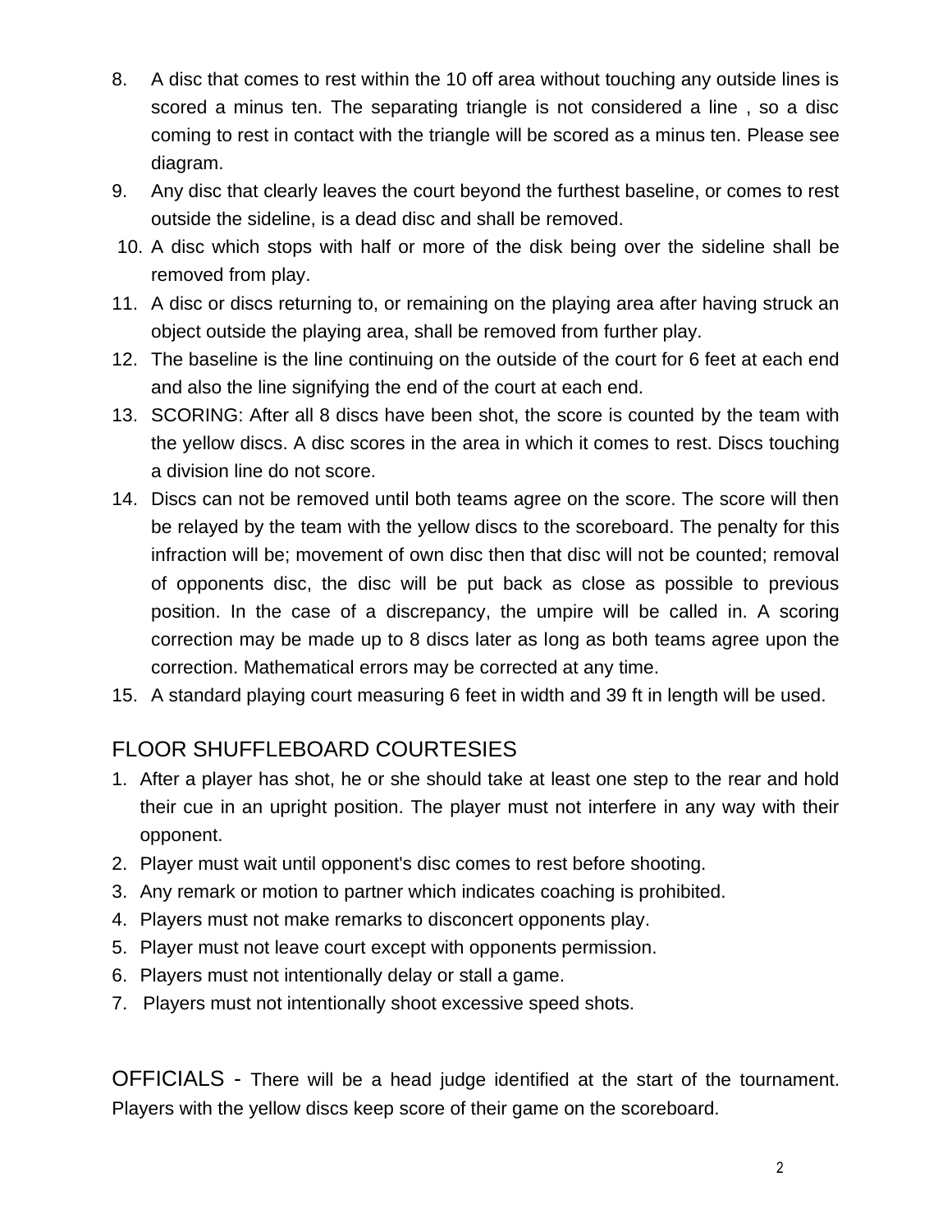8. A disc that comes to rest within the 10 off area without touching any outside lines is scored a minus ten. The separating triangle is not considered a line , so a disc coming to rest in contact with the triangle will be scored as a minus ten. Please see diagram.
9. Any disc that clearly leaves the court beyond the furthest baseline, or comes to rest outside the sideline, is a dead disc and shall be removed.
10. A disc which stops with half or more of the disk being over the sideline shall be removed from play.
11. A disc or discs returning to, or remaining on the playing area after having struck an object outside the playing area, shall be removed from further play.
12. The baseline is the line continuing on the outside of the court for 6 feet at each end and also the line signifying the end of the court at each end.
13. SCORING: After all 8 discs have been shot, the score is counted by the team with the yellow discs. A disc scores in the area in which it comes to rest. Discs touching a division line do not score.
14. Discs can not be removed until both teams agree on the score. The score will then be relayed by the team with the yellow discs to the scoreboard. The penalty for this infraction will be; movement of own disc then that disc will not be counted; removal of opponents disc, the disc will be put back as close as possible to previous position. In the case of a discrepancy, the umpire will be called in. A scoring correction may be made up to 8 discs later as long as both teams agree upon the correction. Mathematical errors may be corrected at any time.
15. A standard playing court measuring 6 feet in width and 39 ft in length will be used.

## FLOOR SHUFFLEBOARD COURTESIES

1. After a player has shot, he or she should take at least one step to the rear and hold their cue in an upright position. The player must not interfere in any way with their opponent.
2. Player must wait until opponent's disc comes to rest before shooting.
3. Any remark or motion to partner which indicates coaching is prohibited.
4. Players must not make remarks to disconcert opponents play.
5. Player must not leave court except with opponents permission.
6. Players must not intentionally delay or stall a game.
7. Players must not intentionally shoot excessive speed shots.

OFFICIALS - There will be a head judge identified at the start of the tournament. Players with the yellow discs keep score of their game on the scoreboard.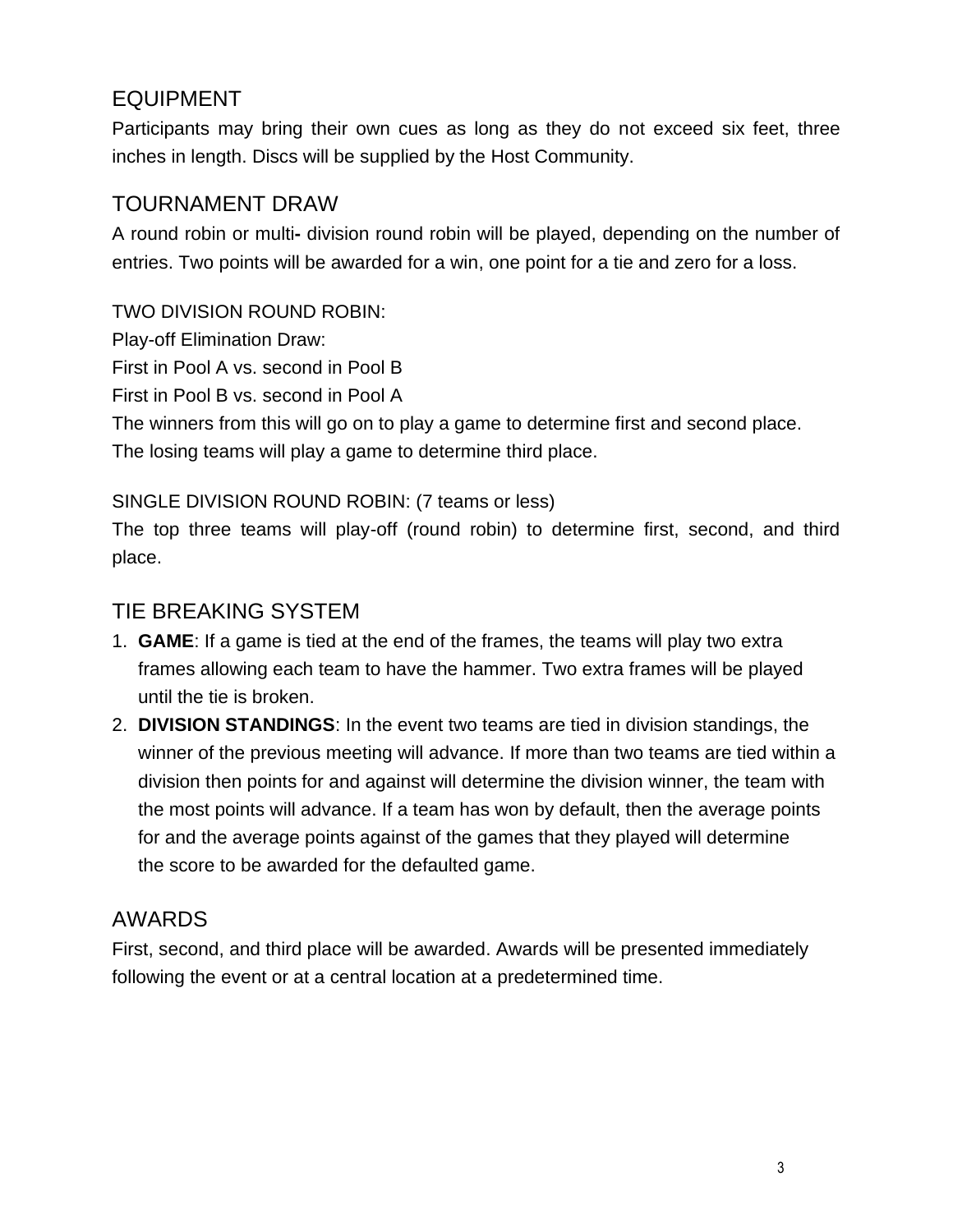## EQUIPMENT

Participants may bring their own cues as long as they do not exceed six feet, three inches in length. Discs will be supplied by the Host Community.

## TOURNAMENT DRAW

A round robin or multi- division round robin will be played, depending on the number of entries. Two points will be awarded for a win, one point for a tie and zero for a loss.

TWO DIVISION ROUND ROBIN:
Play-off Elimination Draw:
First in Pool A vs. second in Pool B
First in Pool B vs. second in Pool A
The winners from this will go on to play a game to determine first and second place.
The losing teams will play a game to determine third place.

SINGLE DIVISION ROUND ROBIN: (7 teams or less)
The top three teams will play-off (round robin) to determine first, second, and third place.

## TIE BREAKING SYSTEM

1. **GAME**: If a game is tied at the end of the frames, the teams will play two extra frames allowing each team to have the hammer. Two extra frames will be played until the tie is broken.
2. **DIVISION STANDINGS**: In the event two teams are tied in division standings, the winner of the previous meeting will advance. If more than two teams are tied within a division then points for and against will determine the division winner, the team with the most points will advance. If a team has won by default, then the average points for and the average points against of the games that they played will determine the score to be awarded for the defaulted game.

## AWARDS

First, second, and third place will be awarded. Awards will be presented immediately following the event or at a central location at a predetermined time.